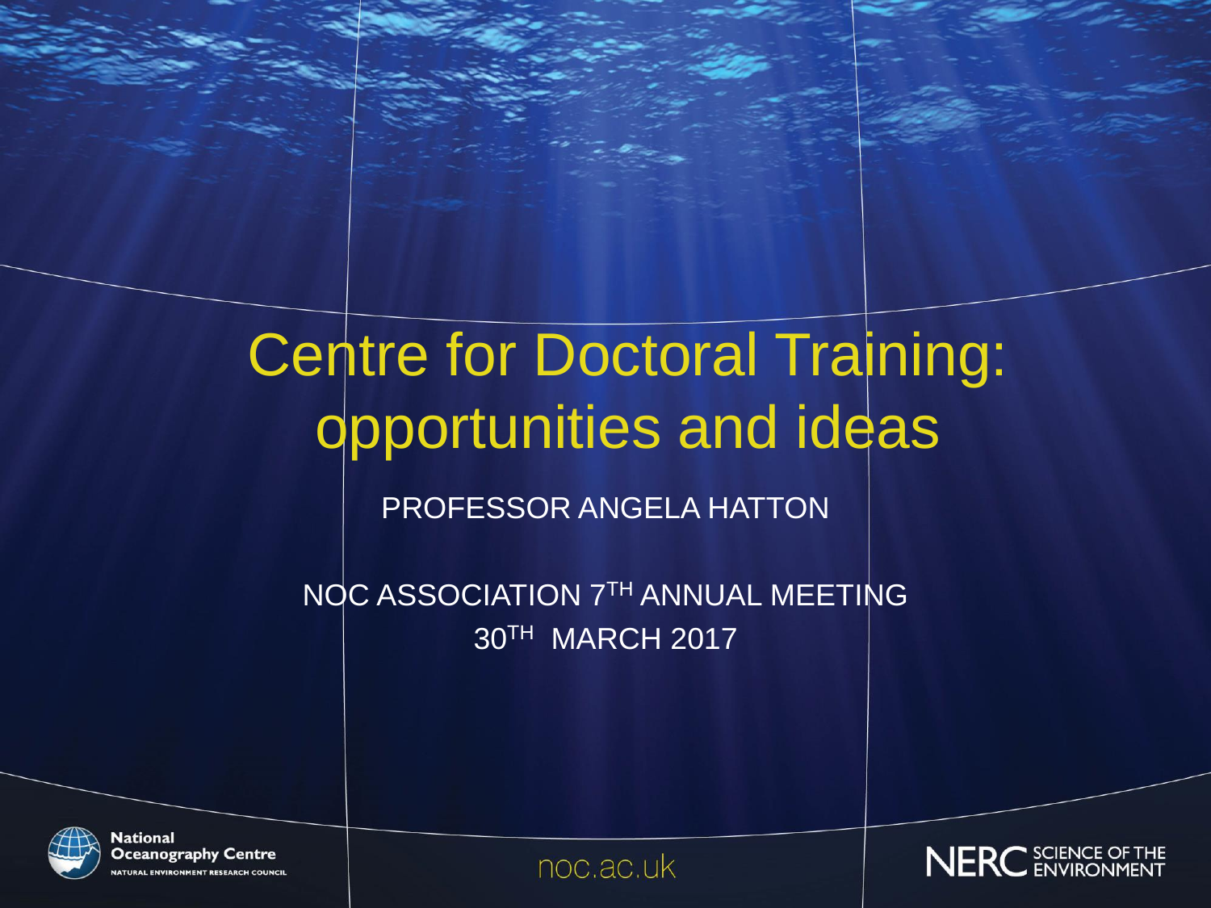# Centre for Doctoral Training: opportunities and ideas

PROFESSOR ANGELA HATTON

NOC ASSOCIATION 7TH ANNUAL MEETING
30TH MARCH 2017

National Oceanography Centre
NATURAL ENVIRONMENT RESEARCH COUNCIL

noc.ac.uk

NERC SCIENCE OF THE ENVIRONMENT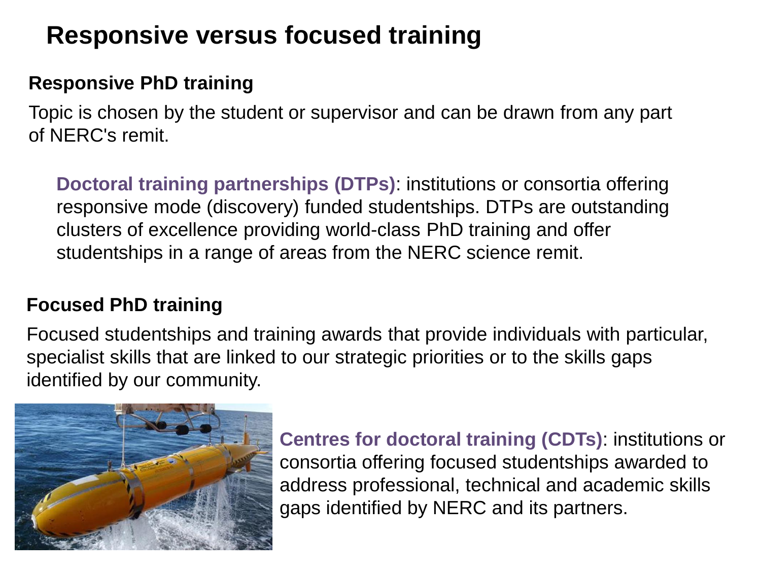# Responsive versus focused training

## Responsive PhD training

Topic is chosen by the student or supervisor and can be drawn from any part of NERC's remit.

**Doctoral training partnerships (DTPs)**: institutions or consortia offering responsive mode (discovery) funded studentships. DTPs are outstanding clusters of excellence providing world-class PhD training and offer studentships in a range of areas from the NERC science remit.

## Focused PhD training

Focused studentships and training awards that provide individuals with particular, specialist skills that are linked to our strategic priorities or to the skills gaps identified by our community.

**Centres for doctoral training (CDTs)**: institutions or consortia offering focused studentships awarded to address professional, technical and academic skills gaps identified by NERC and its partners.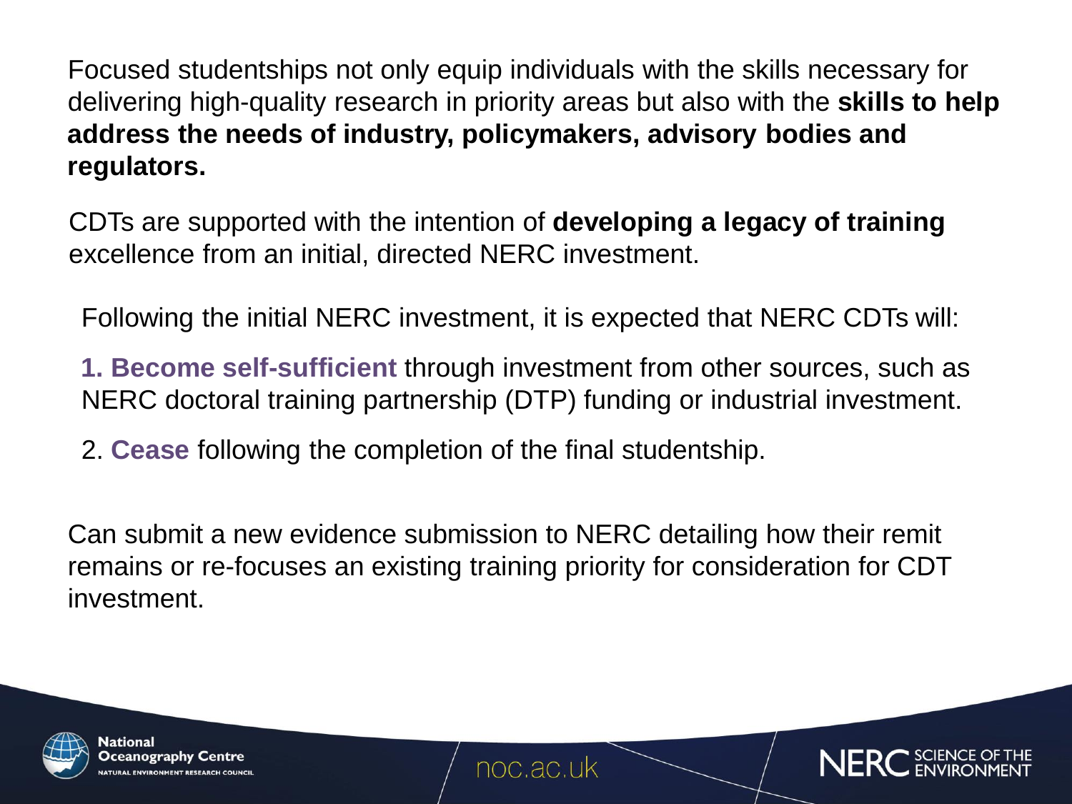Focused studentships not only equip individuals with the skills necessary for delivering high-quality research in priority areas but also with the **skills to help address the needs of industry, policymakers, advisory bodies and regulators.**

CDTs are supported with the intention of **developing a legacy of training** excellence from an initial, directed NERC investment.

Following the initial NERC investment, it is expected that NERC CDTs will:

1. **Become self-sufficient** through investment from other sources, such as NERC doctoral training partnership (DTP) funding or industrial investment.
2. **Cease** following the completion of the final studentship.

Can submit a new evidence submission to NERC detailing how their remit remains or re-focuses an existing training priority for consideration for CDT investment.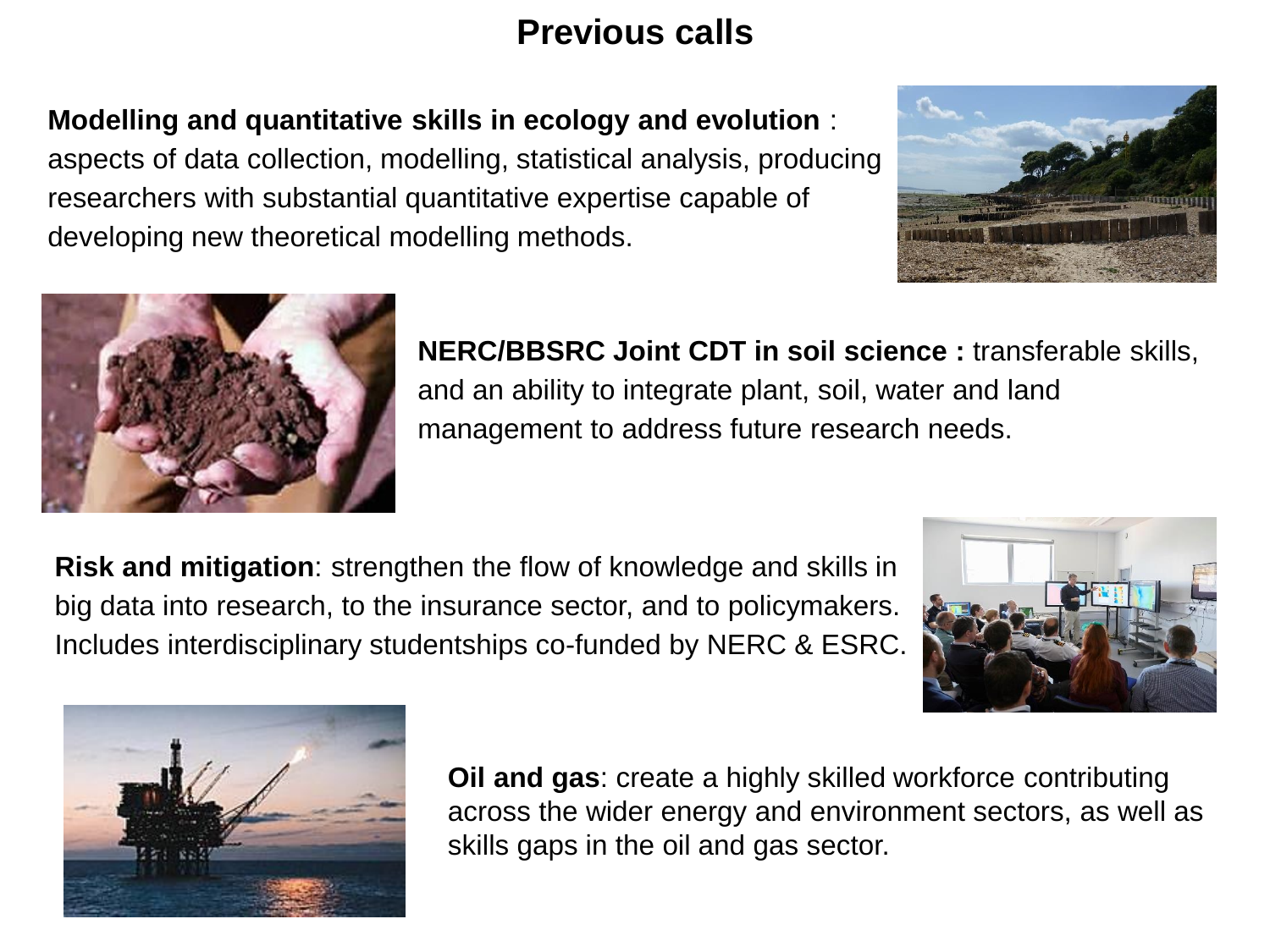# Previous calls

**Modelling and quantitative skills in ecology and evolution** : aspects of data collection, modelling, statistical analysis, producing researchers with substantial quantitative expertise capable of developing new theoretical modelling methods.

**NERC/BBSRC Joint CDT in soil science :** transferable skills, and an ability to integrate plant, soil, water and land management to address future research needs.

**Risk and mitigation**: strengthen the flow of knowledge and skills in big data into research, to the insurance sector, and to policymakers. Includes interdisciplinary studentships co-funded by NERC & ESRC.

**Oil and gas**: create a highly skilled workforce contributing across the wider energy and environment sectors, as well as skills gaps in the oil and gas sector.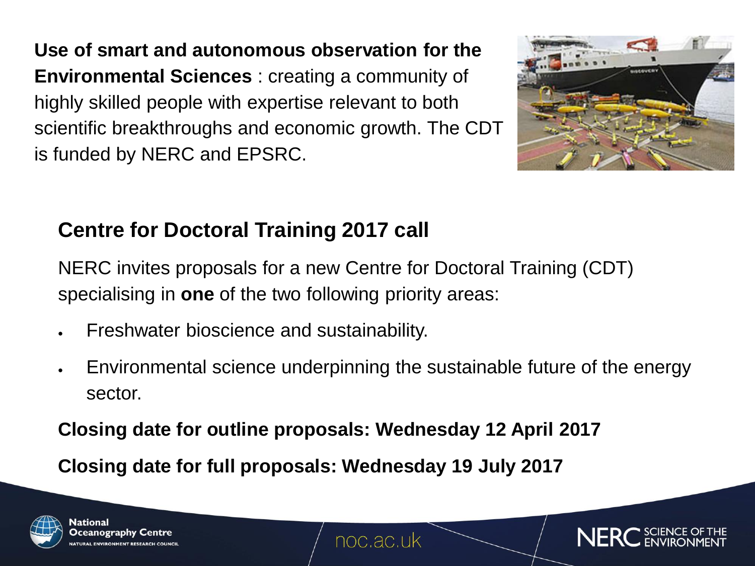**Use of smart and autonomous observation for the Environmental Sciences** : creating a community of highly skilled people with expertise relevant to both scientific breakthroughs and economic growth. The CDT is funded by NERC and EPSRC.

## Centre for Doctoral Training 2017 call

NERC invites proposals for a new Centre for Doctoral Training (CDT) specialising in **one** of the two following priority areas:

- Freshwater bioscience and sustainability.
- Environmental science underpinning the sustainable future of the energy sector.

**Closing date for outline proposals: Wednesday 12 April 2017**

**Closing date for full proposals: Wednesday 19 July 2017**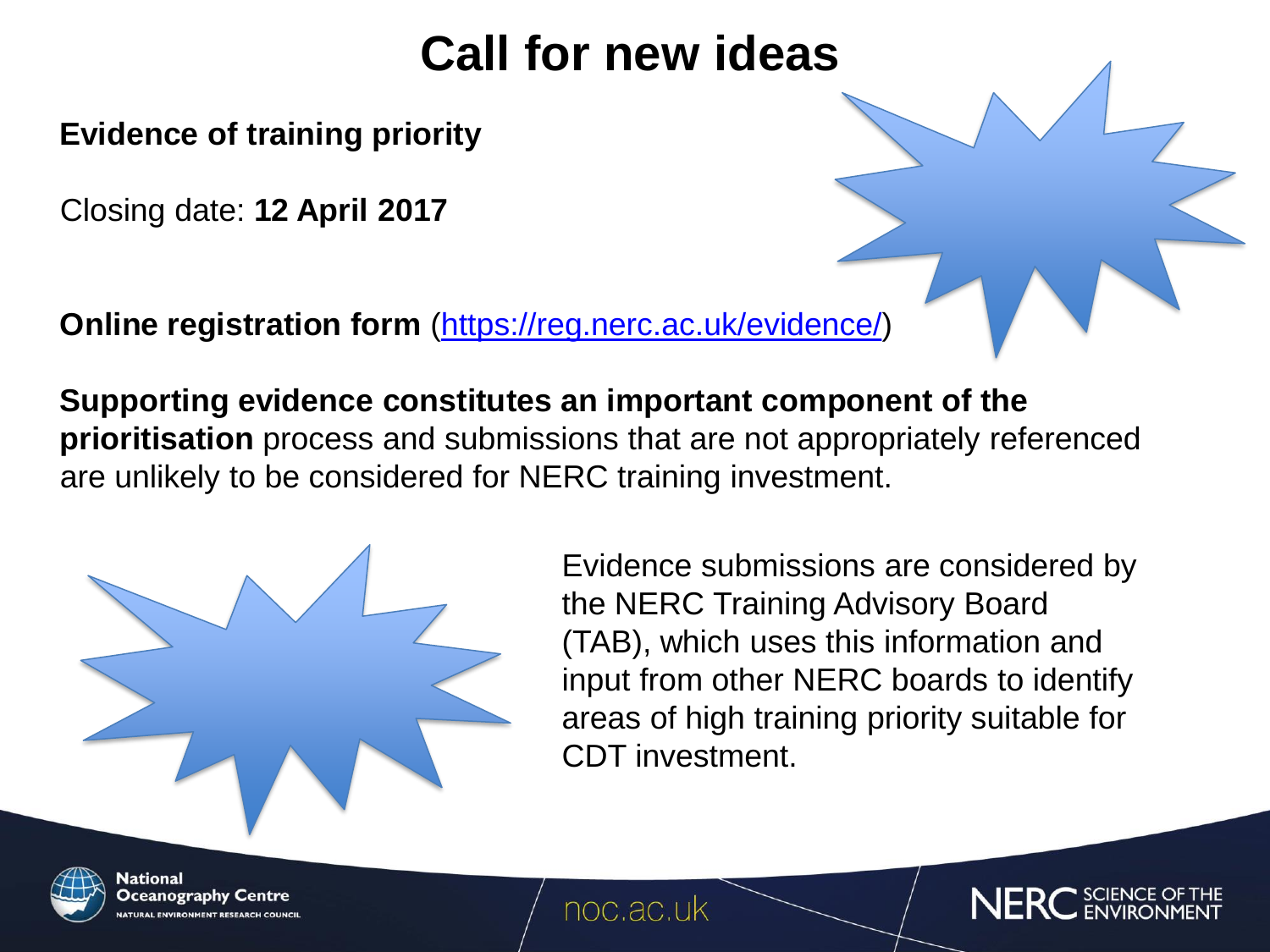# Call for new ideas

**Evidence of training priority**

Closing date: **12 April 2017**

**Online registration form** ([https://reg.nerc.ac.uk/evidence/](https://reg.nerc.ac.uk/evidence/))

**Supporting evidence constitutes an important component of the prioritisation** process and submissions that are not appropriately referenced are unlikely to be considered for NERC training investment.

Evidence submissions are considered by the NERC Training Advisory Board (TAB), which uses this information and input from other NERC boards to identify areas of high training priority suitable for CDT investment.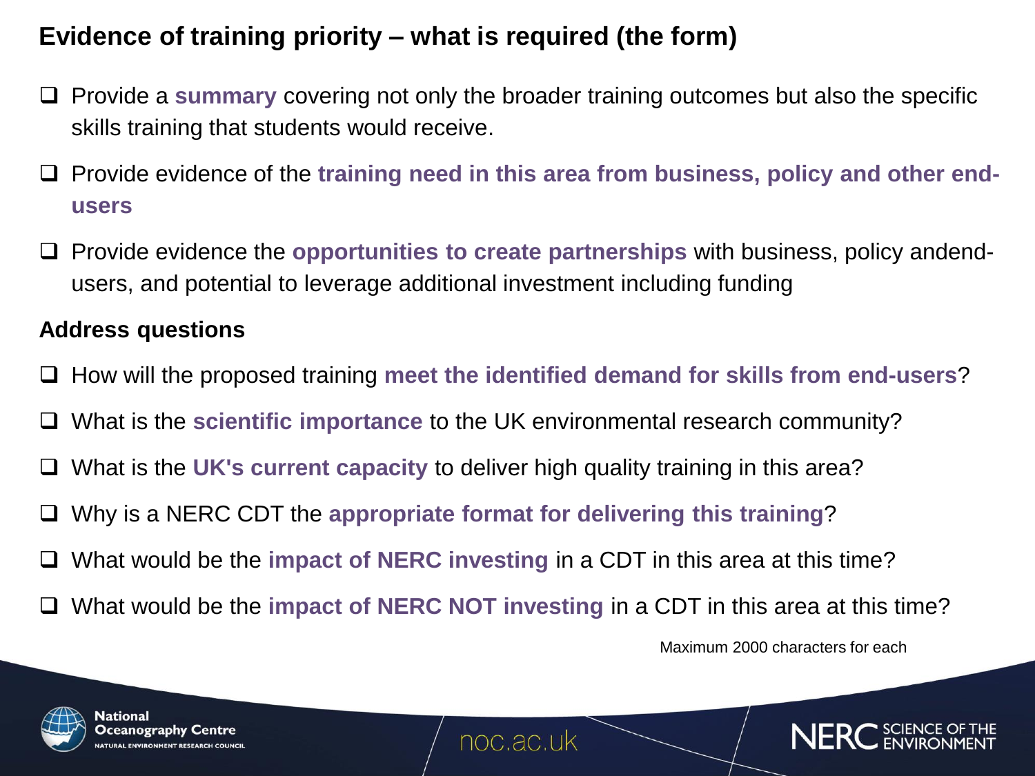## Evidence of training priority – what is required (the form)

- Provide a **summary** covering not only the broader training outcomes but also the specific skills training that students would receive.
- Provide evidence of the **training need in this area from business, policy and other end-users**
- Provide evidence the **opportunities to create partnerships** with business, policy andend-users, and potential to leverage additional investment including funding

### Address questions

- How will the proposed training **meet the identified demand for skills from end-users**?
- What is the **scientific importance** to the UK environmental research community?
- What is the **UK's current capacity** to deliver high quality training in this area?
- Why is a NERC CDT the **appropriate format for delivering this training**?
- What would be the **impact of NERC investing** in a CDT in this area at this time?
- What would be the **impact of NERC NOT investing** in a CDT in this area at this time?

Maximum 2000 characters for each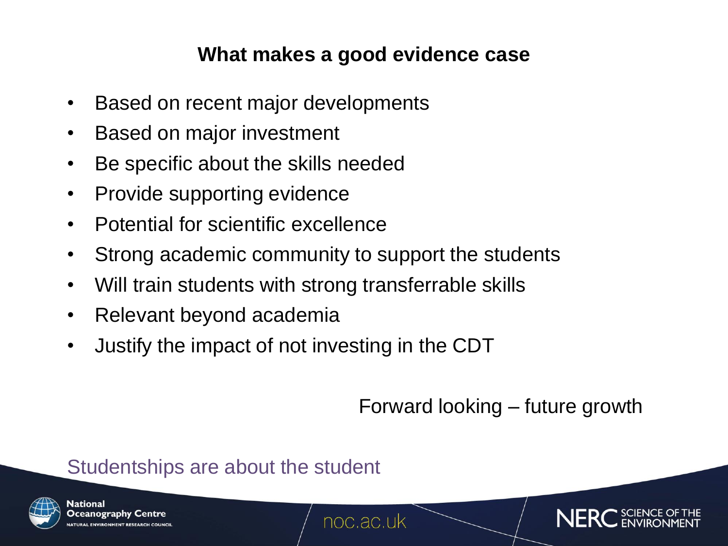## What makes a good evidence case

- Based on recent major developments
- Based on major investment
- Be specific about the skills needed
- Provide supporting evidence
- Potential for scientific excellence
- Strong academic community to support the students
- Will train students with strong transferrable skills
- Relevant beyond academia
- Justify the impact of not investing in the CDT

Forward looking – future growth

Studentships are about the student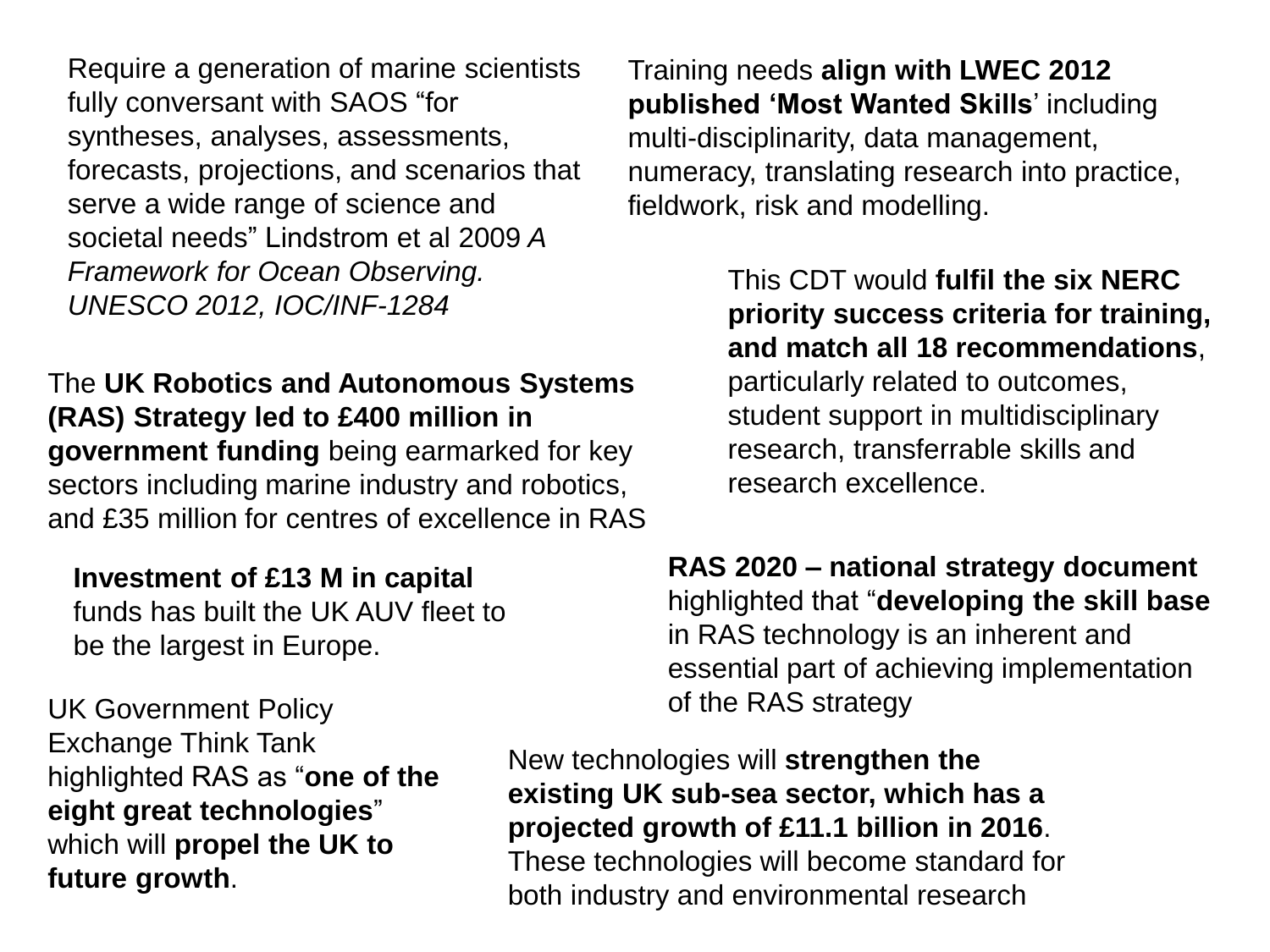Require a generation of marine scientists fully conversant with SAOS “for syntheses, analyses, assessments, forecasts, projections, and scenarios that serve a wide range of science and societal needs” Lindstrom et al 2009 *A Framework for Ocean Observing. UNESCO 2012, IOC/INF-1284*

Training needs **align with LWEC 2012 published ‘Most Wanted Skills**’ including multi-disciplinarity, data management, numeracy, translating research into practice, fieldwork, risk and modelling.

This CDT would **fulfil the six NERC priority success criteria for training, and match all 18 recommendations**, particularly related to outcomes, student support in multidisciplinary research, transferrable skills and research excellence.

The **UK Robotics and Autonomous Systems (RAS) Strategy led to £400 million in government funding** being earmarked for key sectors including marine industry and robotics, and £35 million for centres of excellence in RAS

**Investment of £13 M in capital** funds has built the UK AUV fleet to be the largest in Europe.

**RAS 2020 – national strategy document** highlighted that “**developing the skill base** in RAS technology is an inherent and essential part of achieving implementation of the RAS strategy

UK Government Policy Exchange Think Tank highlighted RAS as “**one of the eight great technologies**” which will **propel the UK to future growth**.

New technologies will **strengthen the existing UK sub-sea sector, which has a projected growth of £11.1 billion in 2016**. These technologies will become standard for both industry and environmental research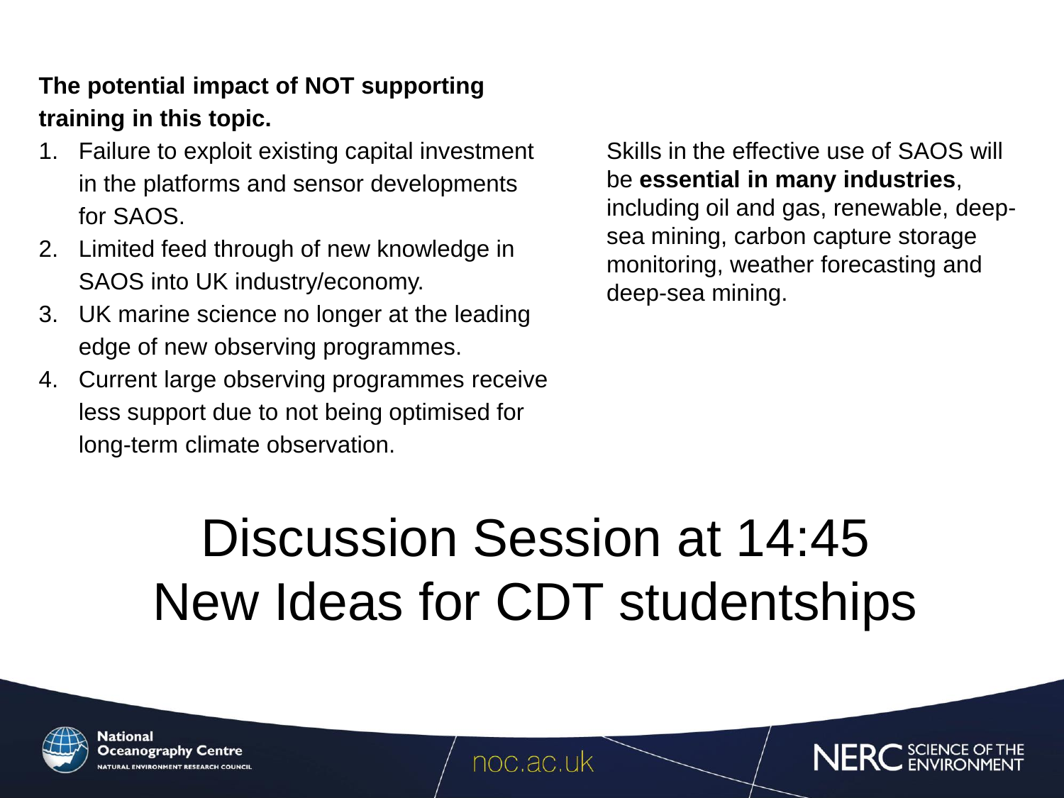**The potential impact of NOT supporting training in this topic.**

1. Failure to exploit existing capital investment in the platforms and sensor developments for SAOS.
2. Limited feed through of new knowledge in SAOS into UK industry/economy.
3. UK marine science no longer at the leading edge of new observing programmes.
4. Current large observing programmes receive less support due to not being optimised for long-term climate observation.

Skills in the effective use of SAOS will be **essential in many industries**, including oil and gas, renewable, deep-sea mining, carbon capture storage monitoring, weather forecasting and deep-sea mining.

# Discussion Session at 14:45
# New Ideas for CDT studentships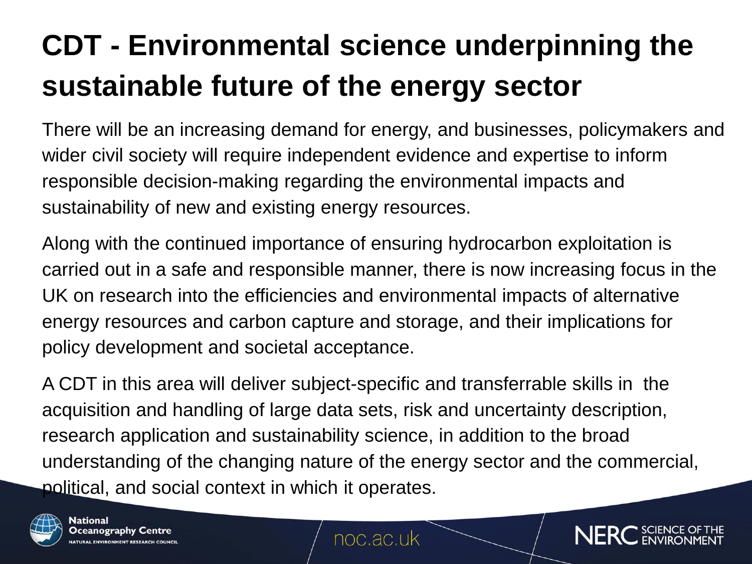# CDT - Environmental science underpinning the sustainable future of the energy sector

There will be an increasing demand for energy, and businesses, policymakers and wider civil society will require independent evidence and expertise to inform responsible decision-making regarding the environmental impacts and sustainability of new and existing energy resources.

Along with the continued importance of ensuring hydrocarbon exploitation is carried out in a safe and responsible manner, there is now increasing focus in the UK on research into the efficiencies and environmental impacts of alternative energy resources and carbon capture and storage, and their implications for policy development and societal acceptance.

A CDT in this area will deliver subject-specific and transferrable skills in the acquisition and handling of large data sets, risk and uncertainty description, research application and sustainability science, in addition to the broad understanding of the changing nature of the energy sector and the commercial, political, and social context in which it operates.